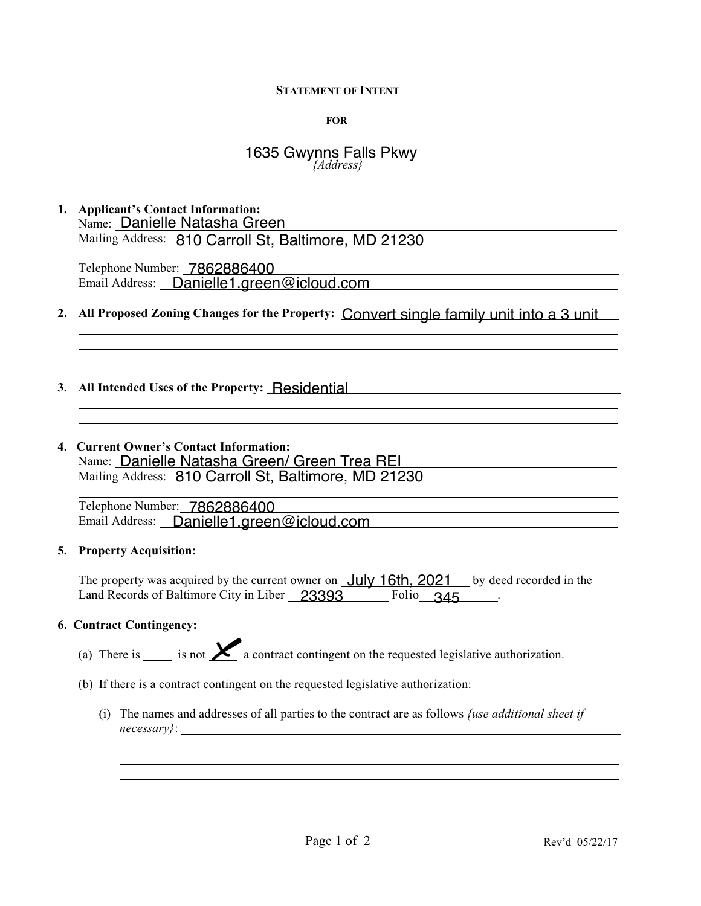**STATEMENT OF INTENT**

**FOR**

1635 Gwynns Falls Pkwy
*{Address}*

1. **Applicant's Contact Information:**
   Name: Danielle Natasha Green
   Mailing Address: 810 Carroll St, Baltimore, MD 21230

   Telephone Number: 7862886400
   Email Address: Danielle1.green@icloud.com

2. **All Proposed Zoning Changes for the Property:** Convert single family unit into a 3 unit

3. **All Intended Uses of the Property:** Residential

4. **Current Owner's Contact Information:**
   Name: Danielle Natasha Green/ Green Trea REI
   Mailing Address: 810 Carroll St, Baltimore, MD 21230

   Telephone Number: 7862886400
   Email Address: Danielle1.green@icloud.com

5. **Property Acquisition:**

   The property was acquired by the current owner on July 16th, 2021 by deed recorded in the Land Records of Baltimore City in Liber 23393 Folio 345.

6. **Contract Contingency:**

   (a) There is ____ is not X a contract contingent on the requested legislative authorization.

   (b) If there is a contract contingent on the requested legislative authorization:

   (i) The names and addresses of all parties to the contract are as follows *{use additional sheet if necessary}*: ____________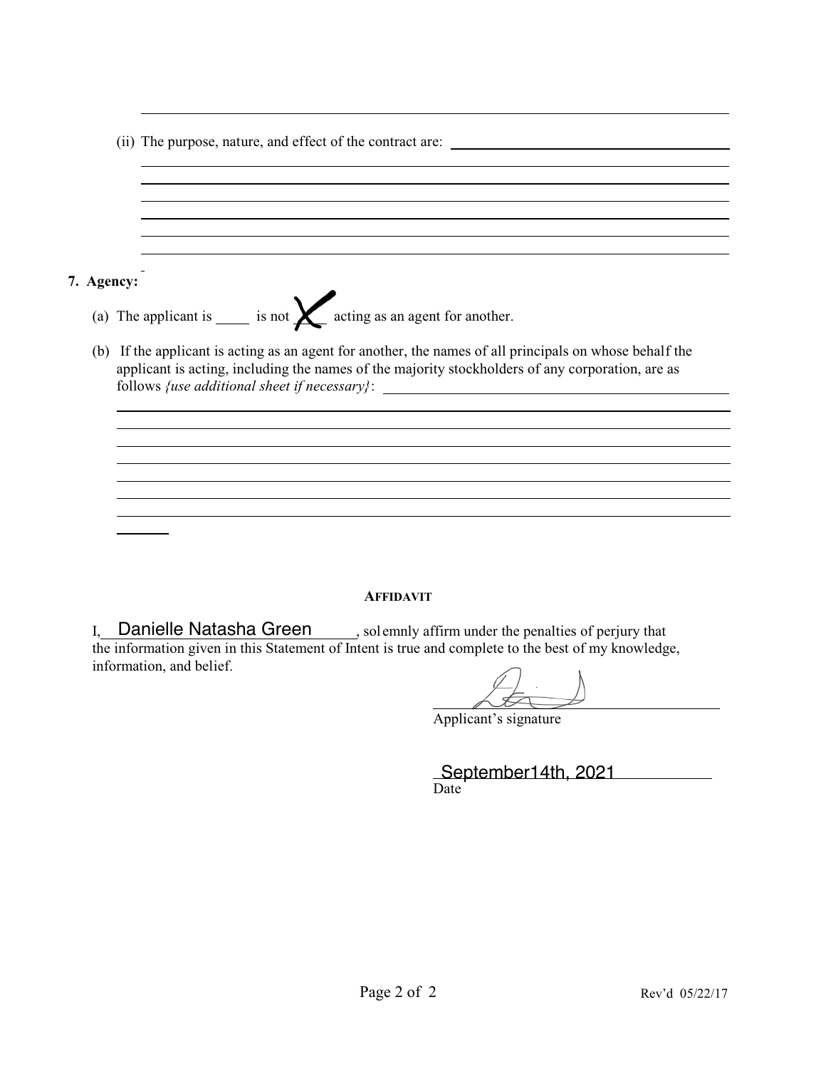(ii) The purpose, nature, and effect of the contract are: ______________________________

______________________________________________________________________

______________________________________________________________________

______________________________________________________________________

______________________________________________________________________

______________________________________________________________________

______________________________________________________________________

**7. Agency:**

(a) The applicant is _____ is not __X__ acting as an agent for another.

(b) If the applicant is acting as an agent for another, the names of all principals on whose behalf the applicant is acting, including the names of the majority stockholders of any corporation, are as follows *{use additional sheet if necessary}*: ______________________________

______________________________________________________________________

______________________________________________________________________

______________________________________________________________________

______________________________________________________________________

______________________________________________________________________

______________________________________________________________________

______________________________________________________________________

**AFFIDAVIT**

I, Danielle Natasha Green, solemnly affirm under the penalties of perjury that the information given in this Statement of Intent is true and complete to the best of my knowledge, information, and belief.

______________________________
Applicant's signature

September14th, 2021
Date